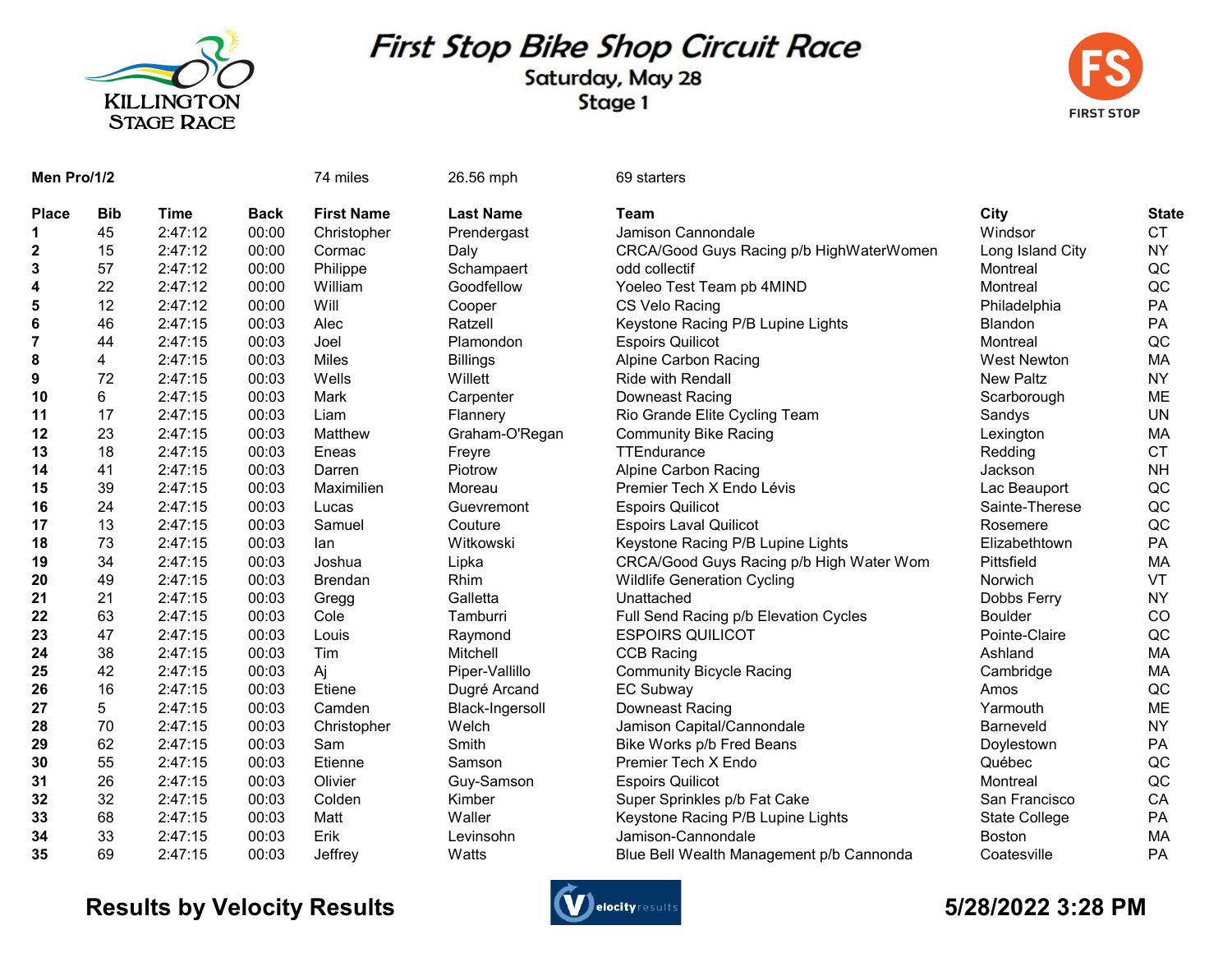# First Stop Bike Shop Circuit Race

## Saturday, May 28

## Stage 1

KILLINGTON STAGE RACE

FIRST STOP

**Men Pro/1/2** — 74 miles — 26.56 mph — 69 starters

| Place | Bib | Time | Back | First Name | Last Name | Team | City | State |
|---|---|---|---|---|---|---|---|---|
| **1** | 45 | 2:47:12 | 00:00 | Christopher | Prendergast | Jamison Cannondale | Windsor | CT |
| **2** | 15 | 2:47:12 | 00:00 | Cormac | Daly | CRCA/Good Guys Racing p/b HighWaterWomen | Long Island City | NY |
| **3** | 57 | 2:47:12 | 00:00 | Philippe | Schampaert | odd collectif | Montreal | QC |
| **4** | 22 | 2:47:12 | 00:00 | William | Goodfellow | Yoeleo Test Team pb 4MIND | Montreal | QC |
| **5** | 12 | 2:47:12 | 00:00 | Will | Cooper | CS Velo Racing | Philadelphia | PA |
| **6** | 46 | 2:47:15 | 00:03 | Alec | Ratzell | Keystone Racing P/B Lupine Lights | Blandon | PA |
| **7** | 44 | 2:47:15 | 00:03 | Joel | Plamondon | Espoirs Quilicot | Montreal | QC |
| **8** | 4 | 2:47:15 | 00:03 | Miles | Billings | Alpine Carbon Racing | West Newton | MA |
| **9** | 72 | 2:47:15 | 00:03 | Wells | Willett | Ride with Rendall | New Paltz | NY |
| **10** | 6 | 2:47:15 | 00:03 | Mark | Carpenter | Downeast Racing | Scarborough | ME |
| **11** | 17 | 2:47:15 | 00:03 | Liam | Flannery | Rio Grande Elite Cycling Team | Sandys | UN |
| **12** | 23 | 2:47:15 | 00:03 | Matthew | Graham-O'Regan | Community Bike Racing | Lexington | MA |
| **13** | 18 | 2:47:15 | 00:03 | Eneas | Freyre | TTEndurance | Redding | CT |
| **14** | 41 | 2:47:15 | 00:03 | Darren | Piotrow | Alpine Carbon Racing | Jackson | NH |
| **15** | 39 | 2:47:15 | 00:03 | Maximilien | Moreau | Premier Tech X Endo Lévis | Lac Beauport | QC |
| **16** | 24 | 2:47:15 | 00:03 | Lucas | Guevremont | Espoirs Quilicot | Sainte-Therese | QC |
| **17** | 13 | 2:47:15 | 00:03 | Samuel | Couture | Espoirs Laval Quilicot | Rosemere | QC |
| **18** | 73 | 2:47:15 | 00:03 | Ian | Witkowski | Keystone Racing P/B Lupine Lights | Elizabethtown | PA |
| **19** | 34 | 2:47:15 | 00:03 | Joshua | Lipka | CRCA/Good Guys Racing p/b High Water Wom | Pittsfield | MA |
| **20** | 49 | 2:47:15 | 00:03 | Brendan | Rhim | Wildlife Generation Cycling | Norwich | VT |
| **21** | 21 | 2:47:15 | 00:03 | Gregg | Galletta | Unattached | Dobbs Ferry | NY |
| **22** | 63 | 2:47:15 | 00:03 | Cole | Tamburri | Full Send Racing p/b Elevation Cycles | Boulder | CO |
| **23** | 47 | 2:47:15 | 00:03 | Louis | Raymond | ESPOIRS QUILICOT | Pointe-Claire | QC |
| **24** | 38 | 2:47:15 | 00:03 | Tim | Mitchell | CCB Racing | Ashland | MA |
| **25** | 42 | 2:47:15 | 00:03 | Aj | Piper-Vallillo | Community Bicycle Racing | Cambridge | MA |
| **26** | 16 | 2:47:15 | 00:03 | Etiene | Dugré Arcand | EC Subway | Amos | QC |
| **27** | 5 | 2:47:15 | 00:03 | Camden | Black-Ingersoll | Downeast Racing | Yarmouth | ME |
| **28** | 70 | 2:47:15 | 00:03 | Christopher | Welch | Jamison Capital/Cannondale | Barneveld | NY |
| **29** | 62 | 2:47:15 | 00:03 | Sam | Smith | Bike Works p/b Fred Beans | Doylestown | PA |
| **30** | 55 | 2:47:15 | 00:03 | Etienne | Samson | Premier Tech X Endo | Québec | QC |
| **31** | 26 | 2:47:15 | 00:03 | Olivier | Guy-Samson | Espoirs Quilicot | Montreal | QC |
| **32** | 32 | 2:47:15 | 00:03 | Colden | Kimber | Super Sprinkles p/b Fat Cake | San Francisco | CA |
| **33** | 68 | 2:47:15 | 00:03 | Matt | Waller | Keystone Racing P/B Lupine Lights | State College | PA |
| **34** | 33 | 2:47:15 | 00:03 | Erik | Levinsohn | Jamison-Cannondale | Boston | MA |
| **35** | 69 | 2:47:15 | 00:03 | Jeffrey | Watts | Blue Bell Wealth Management p/b Cannonda | Coatesville | PA |

**Results by Velocity Results** — **5/28/2022 3:28 PM**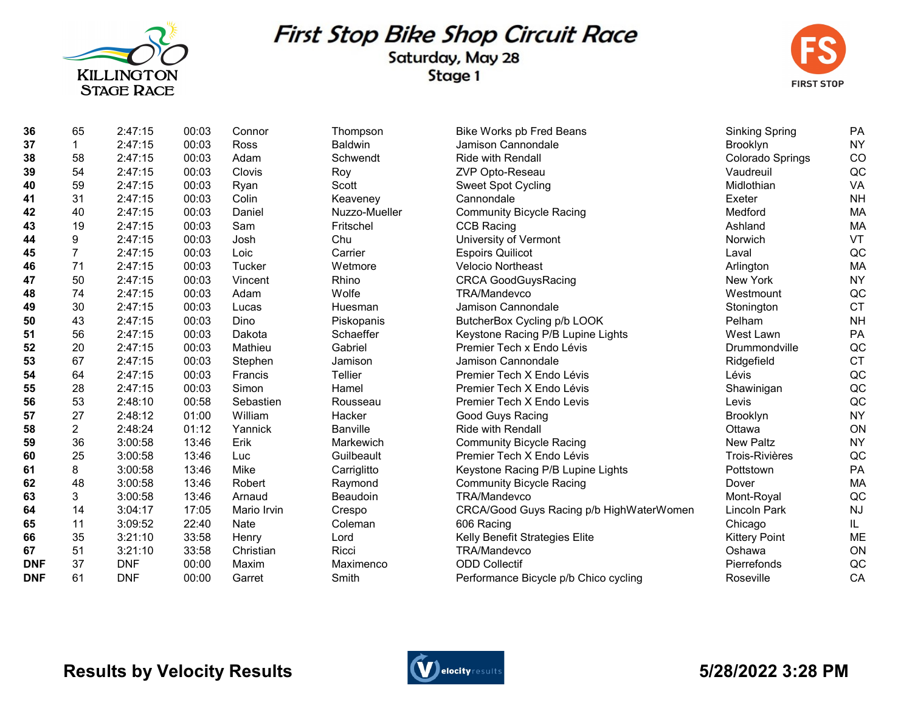# First Stop Bike Shop Circuit Race

Saturday, May 28

Stage 1

| | | | | | | | | |
|---|---|---|---|---|---|---|---|---|
| **36** | 65 | 2:47:15 | 00:03 | Connor | Thompson | Bike Works pb Fred Beans | Sinking Spring | PA |
| **37** | 1 | 2:47:15 | 00:03 | Ross | Baldwin | Jamison Cannondale | Brooklyn | NY |
| **38** | 58 | 2:47:15 | 00:03 | Adam | Schwendt | Ride with Rendall | Colorado Springs | CO |
| **39** | 54 | 2:47:15 | 00:03 | Clovis | Roy | ZVP Opto-Reseau | Vaudreuil | QC |
| **40** | 59 | 2:47:15 | 00:03 | Ryan | Scott | Sweet Spot Cycling | Midlothian | VA |
| **41** | 31 | 2:47:15 | 00:03 | Colin | Keaveney | Cannondale | Exeter | NH |
| **42** | 40 | 2:47:15 | 00:03 | Daniel | Nuzzo-Mueller | Community Bicycle Racing | Medford | MA |
| **43** | 19 | 2:47:15 | 00:03 | Sam | Fritschel | CCB Racing | Ashland | MA |
| **44** | 9 | 2:47:15 | 00:03 | Josh | Chu | University of Vermont | Norwich | VT |
| **45** | 7 | 2:47:15 | 00:03 | Loic | Carrier | Espoirs Quilicot | Laval | QC |
| **46** | 71 | 2:47:15 | 00:03 | Tucker | Wetmore | Velocio Northeast | Arlington | MA |
| **47** | 50 | 2:47:15 | 00:03 | Vincent | Rhino | CRCA GoodGuysRacing | New York | NY |
| **48** | 74 | 2:47:15 | 00:03 | Adam | Wolfe | TRA/Mandevco | Westmount | QC |
| **49** | 30 | 2:47:15 | 00:03 | Lucas | Huesman | Jamison Cannondale | Stonington | CT |
| **50** | 43 | 2:47:15 | 00:03 | Dino | Piskopanis | ButcherBox Cycling p/b LOOK | Pelham | NH |
| **51** | 56 | 2:47:15 | 00:03 | Dakota | Schaeffer | Keystone Racing P/B Lupine Lights | West Lawn | PA |
| **52** | 20 | 2:47:15 | 00:03 | Mathieu | Gabriel | Premier Tech x Endo Lévis | Drummondville | QC |
| **53** | 67 | 2:47:15 | 00:03 | Stephen | Jamison | Jamison Cannondale | Ridgefield | CT |
| **54** | 64 | 2:47:15 | 00:03 | Francis | Tellier | Premier Tech X Endo Lévis | Lévis | QC |
| **55** | 28 | 2:47:15 | 00:03 | Simon | Hamel | Premier Tech X Endo Lévis | Shawinigan | QC |
| **56** | 53 | 2:48:10 | 00:58 | Sebastien | Rousseau | Premier Tech X Endo Levis | Levis | QC |
| **57** | 27 | 2:48:12 | 01:00 | William | Hacker | Good Guys Racing | Brooklyn | NY |
| **58** | 2 | 2:48:24 | 01:12 | Yannick | Banville | Ride with Rendall | Ottawa | ON |
| **59** | 36 | 3:00:58 | 13:46 | Erik | Markewich | Community Bicycle Racing | New Paltz | NY |
| **60** | 25 | 3:00:58 | 13:46 | Luc | Guilbeault | Premier Tech X Endo Lévis | Trois-Rivières | QC |
| **61** | 8 | 3:00:58 | 13:46 | Mike | Carriglitto | Keystone Racing P/B Lupine Lights | Pottstown | PA |
| **62** | 48 | 3:00:58 | 13:46 | Robert | Raymond | Community Bicycle Racing | Dover | MA |
| **63** | 3 | 3:00:58 | 13:46 | Arnaud | Beaudoin | TRA/Mandevco | Mont-Royal | QC |
| **64** | 14 | 3:04:17 | 17:05 | Mario Irvin | Crespo | CRCA/Good Guys Racing p/b HighWaterWomen | Lincoln Park | NJ |
| **65** | 11 | 3:09:52 | 22:40 | Nate | Coleman | 606 Racing | Chicago | IL |
| **66** | 35 | 3:21:10 | 33:58 | Henry | Lord | Kelly Benefit Strategies Elite | Kittery Point | ME |
| **67** | 51 | 3:21:10 | 33:58 | Christian | Ricci | TRA/Mandevco | Oshawa | ON |
| **DNF** | 37 | DNF | 00:00 | Maxim | Maximenco | ODD Collectif | Pierrefonds | QC |
| **DNF** | 61 | DNF | 00:00 | Garret | Smith | Performance Bicycle p/b Chico cycling | Roseville | CA |

**Results by Velocity Results** **5/28/2022 3:28 PM**